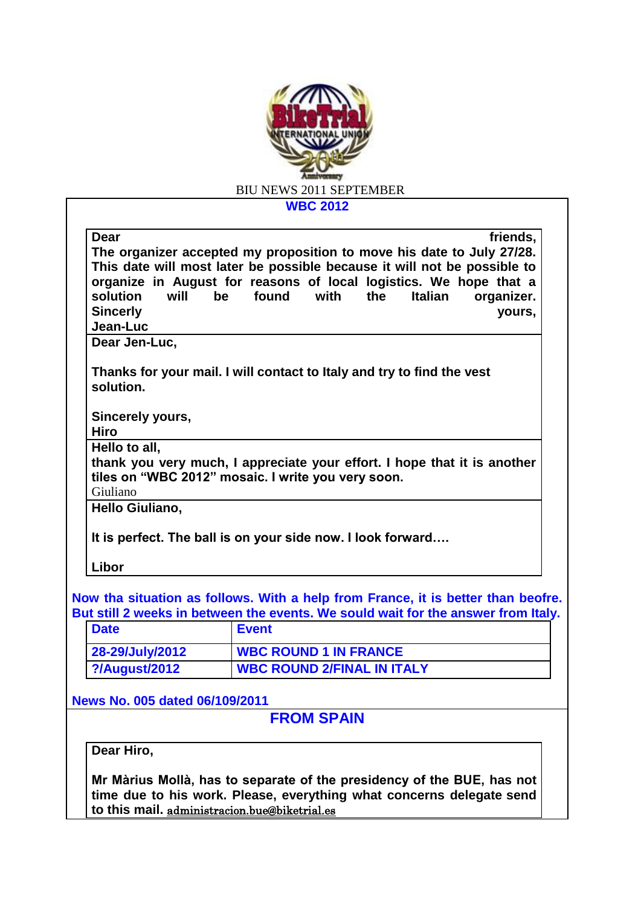BIU NEWS 2011 SEPTEMBER

## WBC 2012

**Dear friends,**
**The organizer accepted my proposition to move his date to July 27/28. This date will most later be possible because it will not be possible to organize in August for reasons of local logistics. We hope that a solution will be found with the Italian organizer.**
**Sincerly yours,**
**Jean-Luc**

---

**Dear Jen-Luc,**

**Thanks for your mail. I will contact to Italy and try to find the vest solution.**

**Sincerely yours,**
**Hiro**

---

**Hello to all,**
**thank you very much, I appreciate your effort. I hope that it is another tiles on "WBC 2012" mosaic. I write you very soon.**
Giuliano

---

**Hello Giuliano,**

**It is perfect. The ball is on your side now. I look forward….**

**Libor**

---

**Now tha situation as follows. With a help from France, it is better than beofre. But still 2 weeks in between the events. We sould wait for the answer from Italy.**

| Date | Event |
|---|---|
| 28-29/July/2012 | WBC ROUND 1 IN FRANCE |
| ?/August/2012 | WBC ROUND 2/FINAL IN ITALY |

**News No. 005 dated 06/109/2011**

## FROM SPAIN

**Dear Hiro,**

**Mr Màrius Mollà, has to separate of the presidency of the BUE, has not time due to his work. Please, everything what concerns delegate send to this mail.** administracion.bue@biketrial.es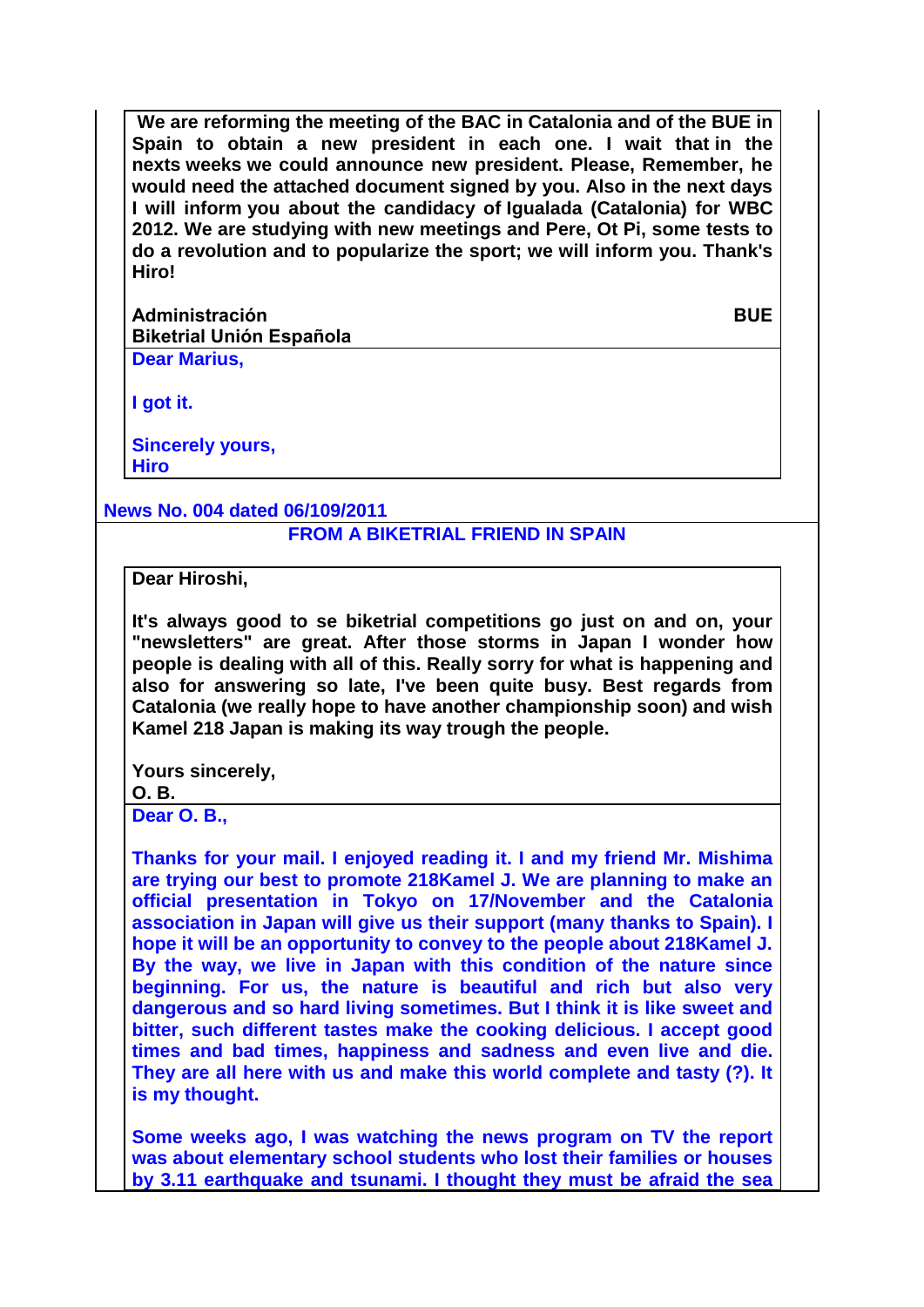**We are reforming the meeting of the BAC in Catalonia and of the BUE in Spain to obtain a new president in each one. I wait that in the nexts weeks we could announce new president. Please, Remember, he would need the attached document signed by you. Also in the next days I will inform you about the candidacy of Igualada (Catalonia) for WBC 2012. We are studying with new meetings and Pere, Ot Pi, some tests to do a revolution and to popularize the sport; we will inform you. Thank's Hiro!**

**Administración BUE**
**Biketrial Unión Española**

**Dear Marius,**

**I got it.**

**Sincerely yours,**
**Hiro**

**News No. 004 dated 06/109/2011**

## FROM A BIKETRIAL FRIEND IN SPAIN

**Dear Hiroshi,**

**It's always good to se biketrial competitions go just on and on, your "newsletters" are great. After those storms in Japan I wonder how people is dealing with all of this. Really sorry for what is happening and also for answering so late, I've been quite busy. Best regards from Catalonia (we really hope to have another championship soon) and wish Kamel 218 Japan is making its way trough the people.**

**Yours sincerely,**
**O. B.**

**Dear O. B.,**

**Thanks for your mail. I enjoyed reading it. I and my friend Mr. Mishima are trying our best to promote 218Kamel J. We are planning to make an official presentation in Tokyo on 17/November and the Catalonia association in Japan will give us their support (many thanks to Spain). I hope it will be an opportunity to convey to the people about 218Kamel J. By the way, we live in Japan with this condition of the nature since beginning. For us, the nature is beautiful and rich but also very dangerous and so hard living sometimes. But I think it is like sweet and bitter, such different tastes make the cooking delicious. I accept good times and bad times, happiness and sadness and even live and die. They are all here with us and make this world complete and tasty (?). It is my thought.**

**Some weeks ago, I was watching the news program on TV the report was about elementary school students who lost their families or houses by 3.11 earthquake and tsunami. I thought they must be afraid the sea**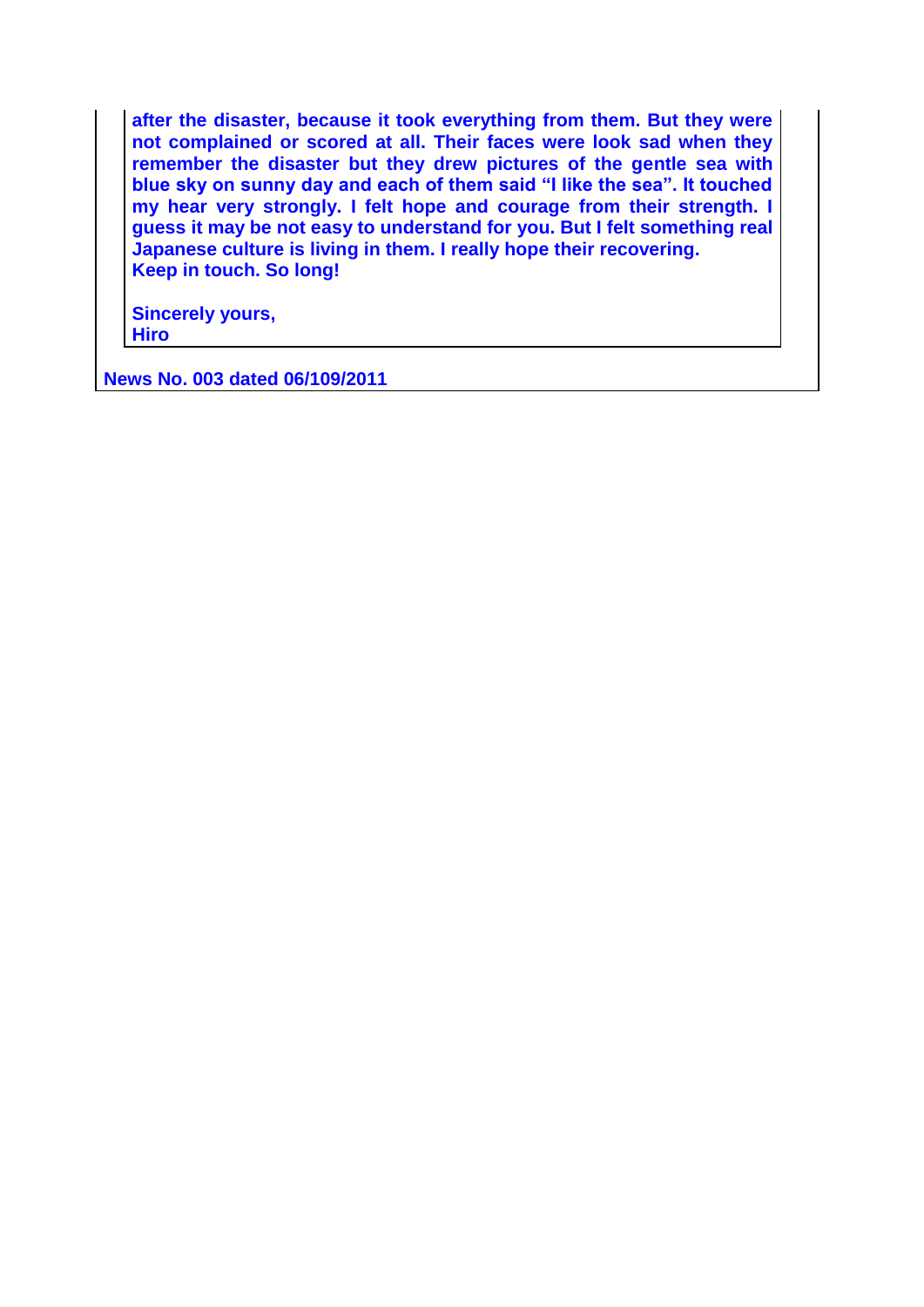**after the disaster, because it took everything from them. But they were not complained or scored at all. Their faces were look sad when they remember the disaster but they drew pictures of the gentle sea with blue sky on sunny day and each of them said "I like the sea". It touched my hear very strongly. I felt hope and courage from their strength. I guess it may be not easy to understand for you. But I felt something real Japanese culture is living in them. I really hope their recovering.**
**Keep in touch. So long!**

**Sincerely yours,**
**Hiro**

**News No. 003 dated 06/109/2011**